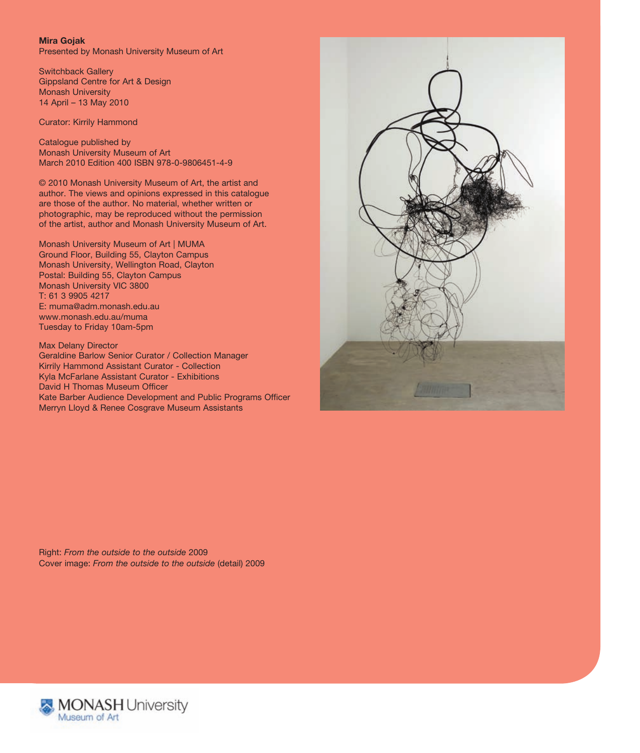**Mira Gojak**
Presented by Monash University Museum of Art

Switchback Gallery
Gippsland Centre for Art & Design
Monash University
14 April – 13 May 2010

Curator: Kirrily Hammond

Catalogue published by
Monash University Museum of Art
March 2010 Edition 400 ISBN 978-0-9806451-4-9

© 2010 Monash University Museum of Art, the artist and author. The views and opinions expressed in this catalogue are those of the author. No material, whether written or photographic, may be reproduced without the permission of the artist, author and Monash University Museum of Art.

Monash University Museum of Art | MUMA
Ground Floor, Building 55, Clayton Campus
Monash University, Wellington Road, Clayton
Postal: Building 55, Clayton Campus
Monash University VIC 3800
T: 61 3 9905 4217
E: muma@adm.monash.edu.au
www.monash.edu.au/muma
Tuesday to Friday 10am-5pm

Max Delany Director
Geraldine Barlow Senior Curator / Collection Manager
Kirrily Hammond Assistant Curator - Collection
Kyla McFarlane Assistant Curator - Exhibitions
David H Thomas Museum Officer
Kate Barber Audience Development and Public Programs Officer
Merryn Lloyd & Renee Cosgrave Museum Assistants

Right: *From the outside to the outside* 2009
Cover image: *From the outside to the outside* (detail) 2009

MONASH University
Museum of Art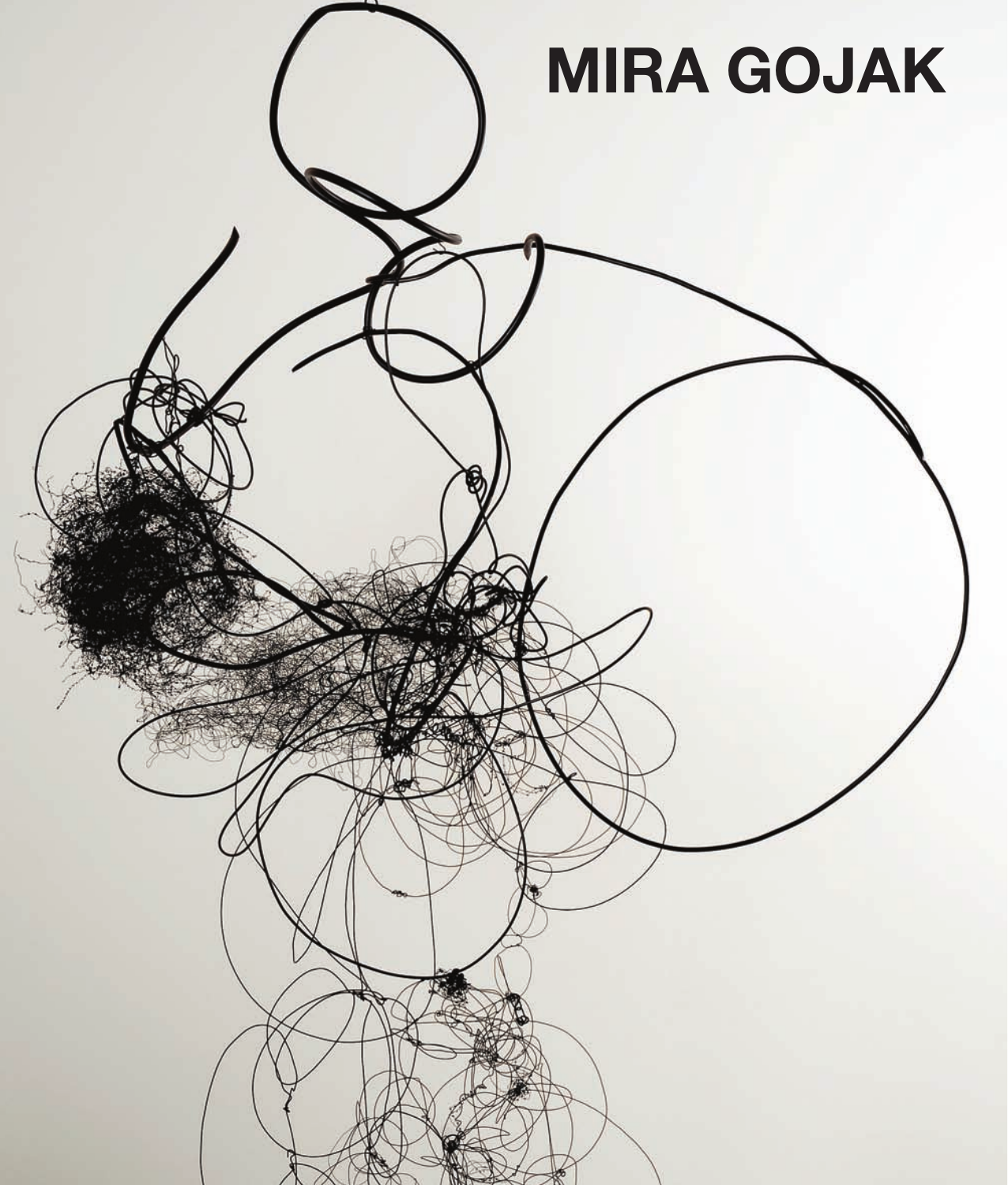# MIRA GOJAK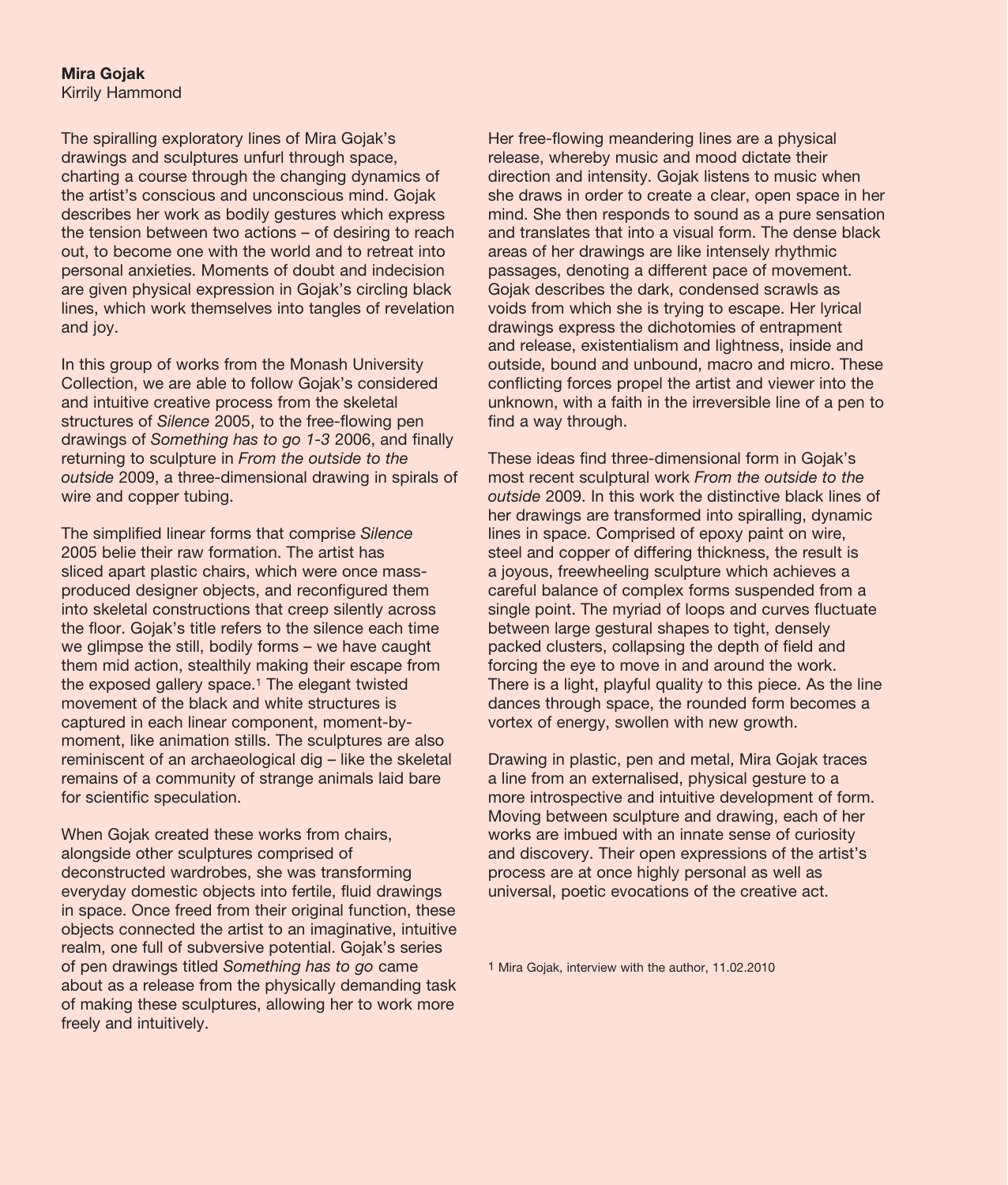**Mira Gojak**
Kirrily Hammond

The spiralling exploratory lines of Mira Gojak's drawings and sculptures unfurl through space, charting a course through the changing dynamics of the artist's conscious and unconscious mind. Gojak describes her work as bodily gestures which express the tension between two actions – of desiring to reach out, to become one with the world and to retreat into personal anxieties. Moments of doubt and indecision are given physical expression in Gojak's circling black lines, which work themselves into tangles of revelation and joy.

In this group of works from the Monash University Collection, we are able to follow Gojak's considered and intuitive creative process from the skeletal structures of *Silence* 2005, to the free-flowing pen drawings of *Something has to go 1-3* 2006, and finally returning to sculpture in *From the outside to the outside* 2009, a three-dimensional drawing in spirals of wire and copper tubing.

The simplified linear forms that comprise *Silence* 2005 belie their raw formation. The artist has sliced apart plastic chairs, which were once mass-produced designer objects, and reconfigured them into skeletal constructions that creep silently across the floor. Gojak's title refers to the silence each time we glimpse the still, bodily forms – we have caught them mid action, stealthily making their escape from the exposed gallery space.[1] The elegant twisted movement of the black and white structures is captured in each linear component, moment-by-moment, like animation stills. The sculptures are also reminiscent of an archaeological dig – like the skeletal remains of a community of strange animals laid bare for scientific speculation.

When Gojak created these works from chairs, alongside other sculptures comprised of deconstructed wardrobes, she was transforming everyday domestic objects into fertile, fluid drawings in space. Once freed from their original function, these objects connected the artist to an imaginative, intuitive realm, one full of subversive potential. Gojak's series of pen drawings titled *Something has to go* came about as a release from the physically demanding task of making these sculptures, allowing her to work more freely and intuitively.

Her free-flowing meandering lines are a physical release, whereby music and mood dictate their direction and intensity. Gojak listens to music when she draws in order to create a clear, open space in her mind. She then responds to sound as a pure sensation and translates that into a visual form. The dense black areas of her drawings are like intensely rhythmic passages, denoting a different pace of movement. Gojak describes the dark, condensed scrawls as voids from which she is trying to escape. Her lyrical drawings express the dichotomies of entrapment and release, existentialism and lightness, inside and outside, bound and unbound, macro and micro. These conflicting forces propel the artist and viewer into the unknown, with a faith in the irreversible line of a pen to find a way through.

These ideas find three-dimensional form in Gojak's most recent sculptural work *From the outside to the outside* 2009. In this work the distinctive black lines of her drawings are transformed into spiralling, dynamic lines in space. Comprised of epoxy paint on wire, steel and copper of differing thickness, the result is a joyous, freewheeling sculpture which achieves a careful balance of complex forms suspended from a single point. The myriad of loops and curves fluctuate between large gestural shapes to tight, densely packed clusters, collapsing the depth of field and forcing the eye to move in and around the work. There is a light, playful quality to this piece. As the line dances through space, the rounded form becomes a vortex of energy, swollen with new growth.

Drawing in plastic, pen and metal, Mira Gojak traces a line from an externalised, physical gesture to a more introspective and intuitive development of form. Moving between sculpture and drawing, each of her works are imbued with an innate sense of curiosity and discovery. Their open expressions of the artist's process are at once highly personal as well as universal, poetic evocations of the creative act.

1 Mira Gojak, interview with the author, 11.02.2010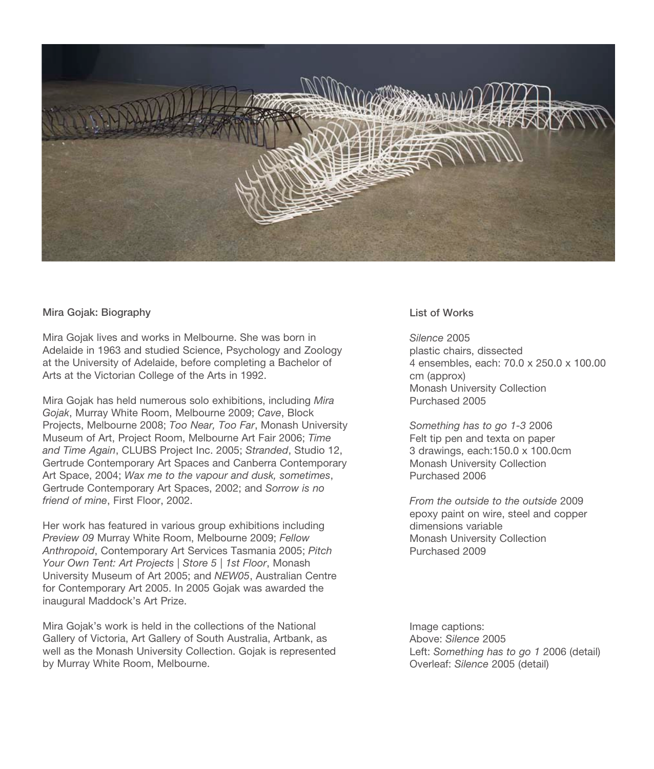## Mira Gojak: Biography

Mira Gojak lives and works in Melbourne. She was born in Adelaide in 1963 and studied Science, Psychology and Zoology at the University of Adelaide, before completing a Bachelor of Arts at the Victorian College of the Arts in 1992.

Mira Gojak has held numerous solo exhibitions, including *Mira Gojak*, Murray White Room, Melbourne 2009; *Cave*, Block Projects, Melbourne 2008; *Too Near, Too Far*, Monash University Museum of Art, Project Room, Melbourne Art Fair 2006; *Time and Time Again*, CLUBS Project Inc. 2005; *Stranded*, Studio 12, Gertrude Contemporary Art Spaces and Canberra Contemporary Art Space, 2004; *Wax me to the vapour and dusk, sometimes*, Gertrude Contemporary Art Spaces, 2002; and *Sorrow is no friend of mine*, First Floor, 2002.

Her work has featured in various group exhibitions including *Preview 09* Murray White Room, Melbourne 2009; *Fellow Anthropoid*, Contemporary Art Services Tasmania 2005; *Pitch Your Own Tent: Art Projects | Store 5 | 1st Floor*, Monash University Museum of Art 2005; and *NEW05*, Australian Centre for Contemporary Art 2005. In 2005 Gojak was awarded the inaugural Maddock's Art Prize.

Mira Gojak's work is held in the collections of the National Gallery of Victoria, Art Gallery of South Australia, Artbank, as well as the Monash University Collection. Gojak is represented by Murray White Room, Melbourne.

## List of Works

*Silence* 2005
plastic chairs, dissected
4 ensembles, each: 70.0 x 250.0 x 100.00 cm (approx)
Monash University Collection
Purchased 2005

*Something has to go 1-3* 2006
Felt tip pen and texta on paper
3 drawings, each:150.0 x 100.0cm
Monash University Collection
Purchased 2006

*From the outside to the outside* 2009
epoxy paint on wire, steel and copper
dimensions variable
Monash University Collection
Purchased 2009

Image captions:
Above: *Silence* 2005
Left: *Something has to go 1* 2006 (detail)
Overleaf: *Silence* 2005 (detail)